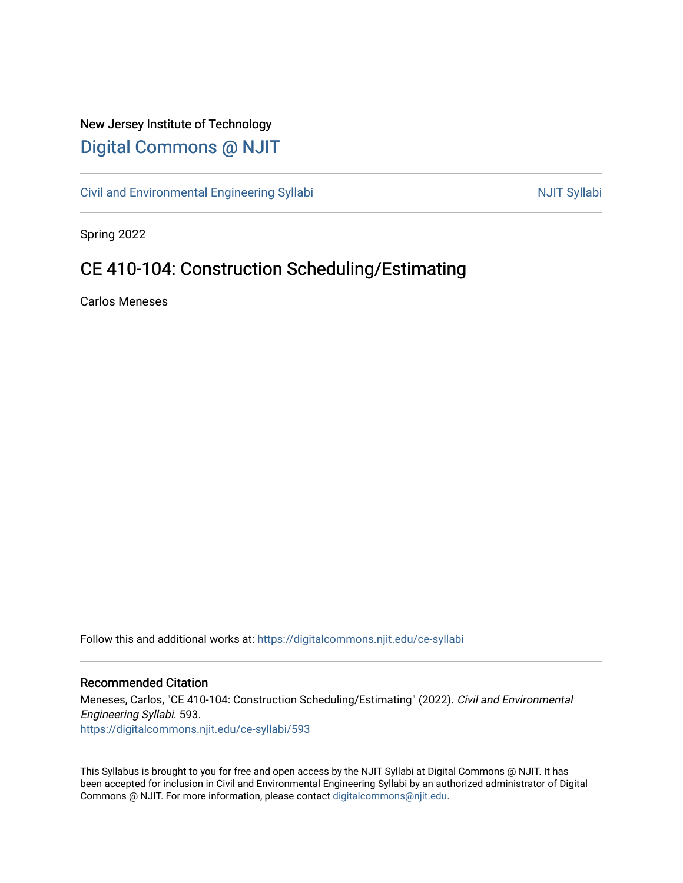New Jersey Institute of Technology

# Digital Commons @ NJIT

Civil and Environmental Engineering Syllabi

NJIT Syllabi

Spring 2022

## CE 410-104: Construction Scheduling/Estimating

Carlos Meneses

Follow this and additional works at: https://digitalcommons.njit.edu/ce-syllabi

### Recommended Citation

Meneses, Carlos, "CE 410-104: Construction Scheduling/Estimating" (2022). *Civil and Environmental Engineering Syllabi*. 593.
https://digitalcommons.njit.edu/ce-syllabi/593

This Syllabus is brought to you for free and open access by the NJIT Syllabi at Digital Commons @ NJIT. It has been accepted for inclusion in Civil and Environmental Engineering Syllabi by an authorized administrator of Digital Commons @ NJIT. For more information, please contact digitalcommons@njit.edu.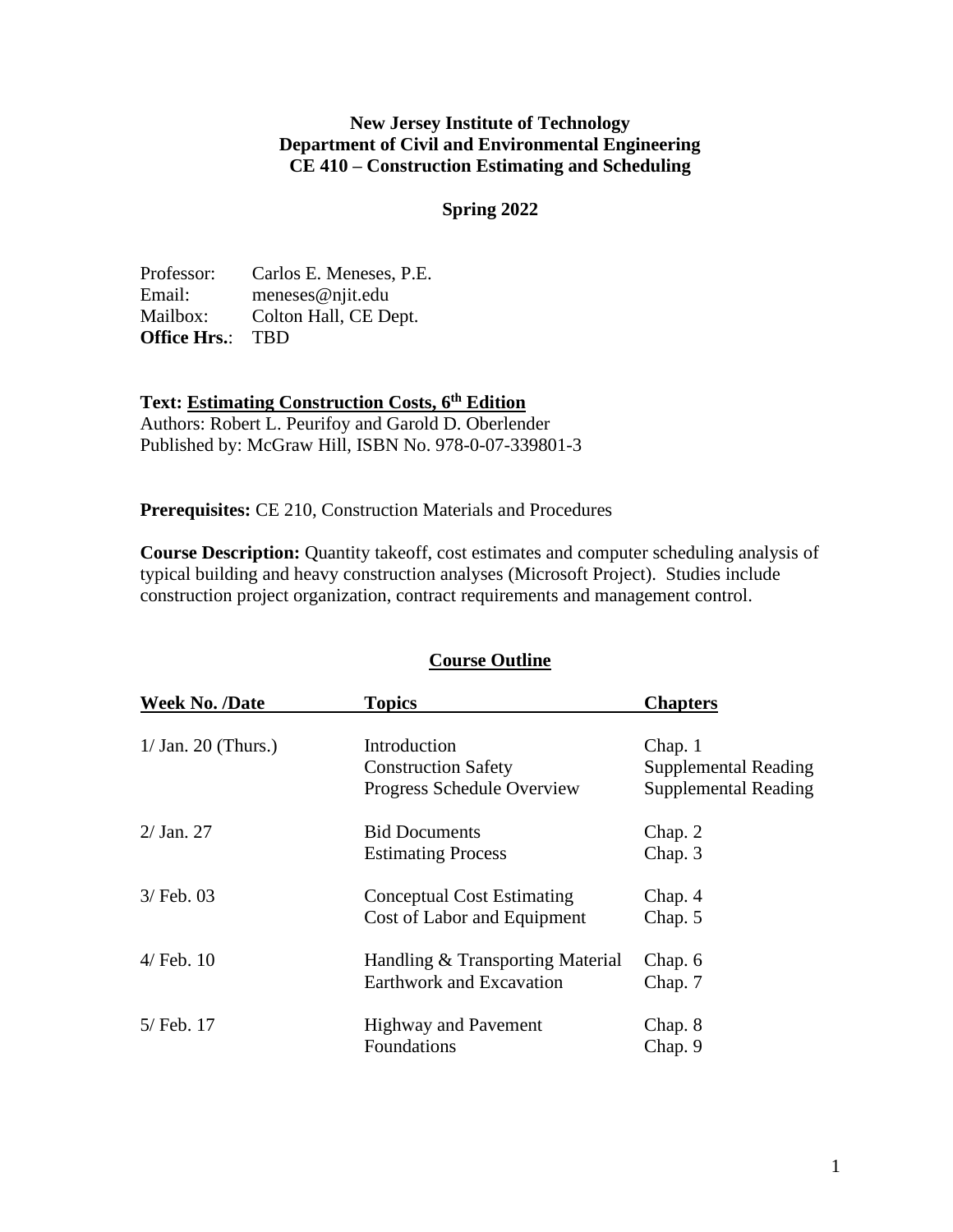**New Jersey Institute of Technology**
**Department of Civil and Environmental Engineering**
**CE 410 – Construction Estimating and Scheduling**

**Spring 2022**

Professor: Carlos E. Meneses, P.E.
Email: meneses@njit.edu
Mailbox: Colton Hall, CE Dept.
**Office Hrs.**: TBD

**Text: Estimating Construction Costs, 6th Edition**
Authors: Robert L. Peurifoy and Garold D. Oberlender
Published by: McGraw Hill, ISBN No. 978-0-07-339801-3

**Prerequisites:** CE 210, Construction Materials and Procedures

**Course Description:** Quantity takeoff, cost estimates and computer scheduling analysis of typical building and heavy construction analyses (Microsoft Project). Studies include construction project organization, contract requirements and management control.

## Course Outline

| Week No. /Date | Topics | Chapters |
|---|---|---|
| 1/ Jan. 20 (Thurs.) | Introduction | Chap. 1 |
| | Construction Safety | Supplemental Reading |
| | Progress Schedule Overview | Supplemental Reading |
| 2/ Jan. 27 | Bid Documents | Chap. 2 |
| | Estimating Process | Chap. 3 |
| 3/ Feb. 03 | Conceptual Cost Estimating | Chap. 4 |
| | Cost of Labor and Equipment | Chap. 5 |
| 4/ Feb. 10 | Handling & Transporting Material | Chap. 6 |
| | Earthwork and Excavation | Chap. 7 |
| 5/ Feb. 17 | Highway and Pavement | Chap. 8 |
| | Foundations | Chap. 9 |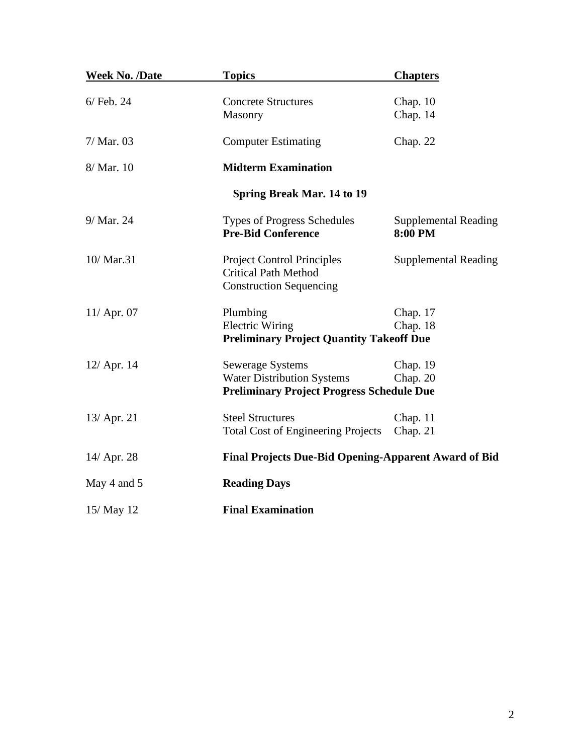| Week No. /Date | Topics | Chapters |
| --- | --- | --- |
| 6/ Feb. 24 | Concrete Structures<br>Masonry | Chap. 10<br>Chap. 14 |
| 7/ Mar. 03 | Computer Estimating | Chap. 22 |
| 8/ Mar. 10 | **Midterm Examination** | |
| | **Spring Break Mar. 14 to 19** | |
| 9/ Mar. 24 | Types of Progress Schedules<br>**Pre-Bid Conference** | Supplemental Reading<br>**8:00 PM** |
| 10/ Mar.31 | Project Control Principles<br>Critical Path Method<br>Construction Sequencing | Supplemental Reading |
| 11/ Apr. 07 | Plumbing<br>Electric Wiring<br>**Preliminary Project Quantity Takeoff Due** | Chap. 17<br>Chap. 18 |
| 12/ Apr. 14 | Sewerage Systems<br>Water Distribution Systems<br>**Preliminary Project Progress Schedule Due** | Chap. 19<br>Chap. 20 |
| 13/ Apr. 21 | Steel Structures<br>Total Cost of Engineering Projects | Chap. 11<br>Chap. 21 |
| 14/ Apr. 28 | **Final Projects Due-Bid Opening-Apparent Award of Bid** | |
| May 4 and 5 | **Reading Days** | |
| 15/ May 12 | **Final Examination** | |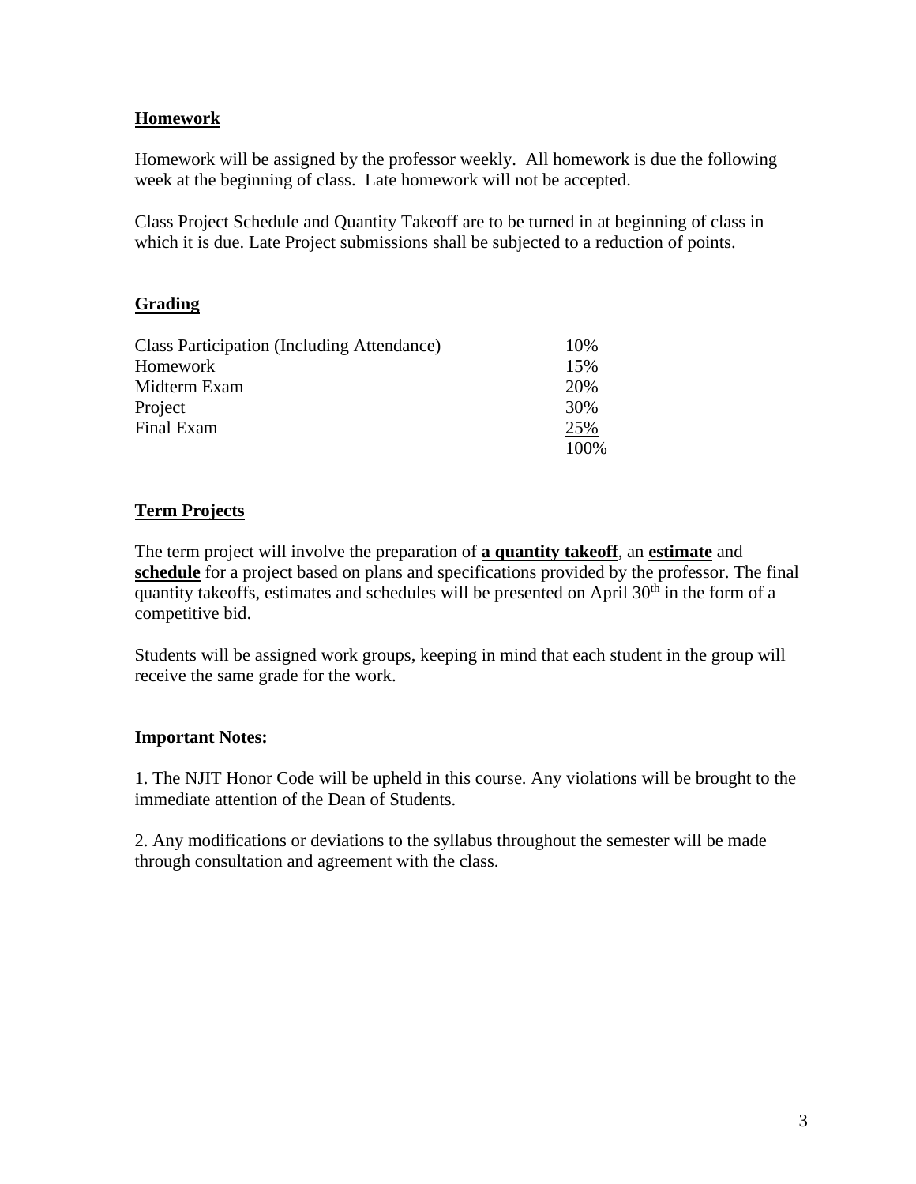## Homework

Homework will be assigned by the professor weekly. All homework is due the following week at the beginning of class. Late homework will not be accepted.

Class Project Schedule and Quantity Takeoff are to be turned in at beginning of class in which it is due. Late Project submissions shall be subjected to a reduction of points.

## Grading

| | |
|---|---|
| Class Participation (Including Attendance) | 10% |
| Homework | 15% |
| Midterm Exam | 20% |
| Project | 30% |
| Final Exam | 25% |
| | 100% |

## Term Projects

The term project will involve the preparation of **a quantity takeoff**, an **estimate** and **schedule** for a project based on plans and specifications provided by the professor. The final quantity takeoffs, estimates and schedules will be presented on April 30th in the form of a competitive bid.

Students will be assigned work groups, keeping in mind that each student in the group will receive the same grade for the work.

**Important Notes:**

1. The NJIT Honor Code will be upheld in this course. Any violations will be brought to the immediate attention of the Dean of Students.

2. Any modifications or deviations to the syllabus throughout the semester will be made through consultation and agreement with the class.